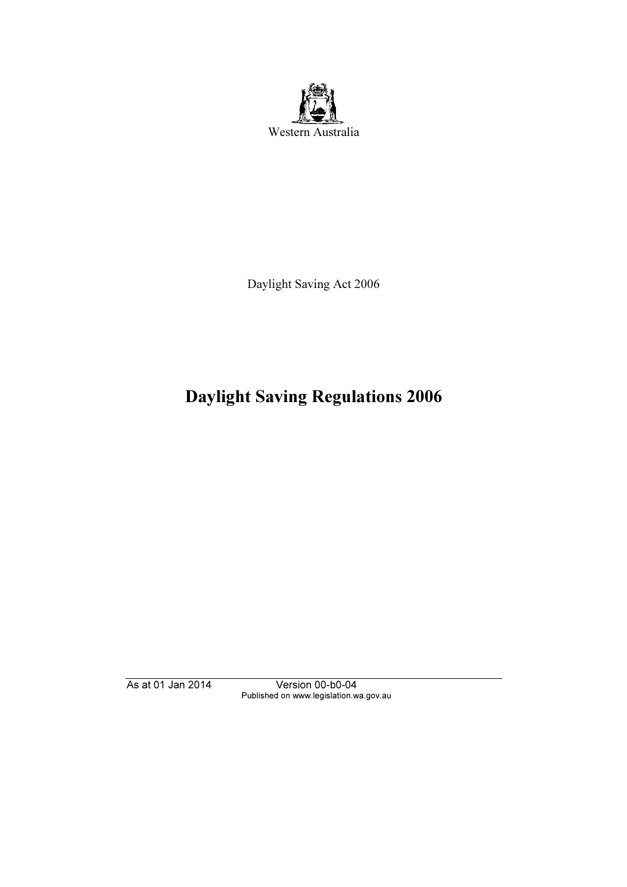Western Australia

Daylight Saving Act 2006

# Daylight Saving Regulations 2006

As at 01 Jan 2014 Version 00-b0-04
Published on www.legislation.wa.gov.au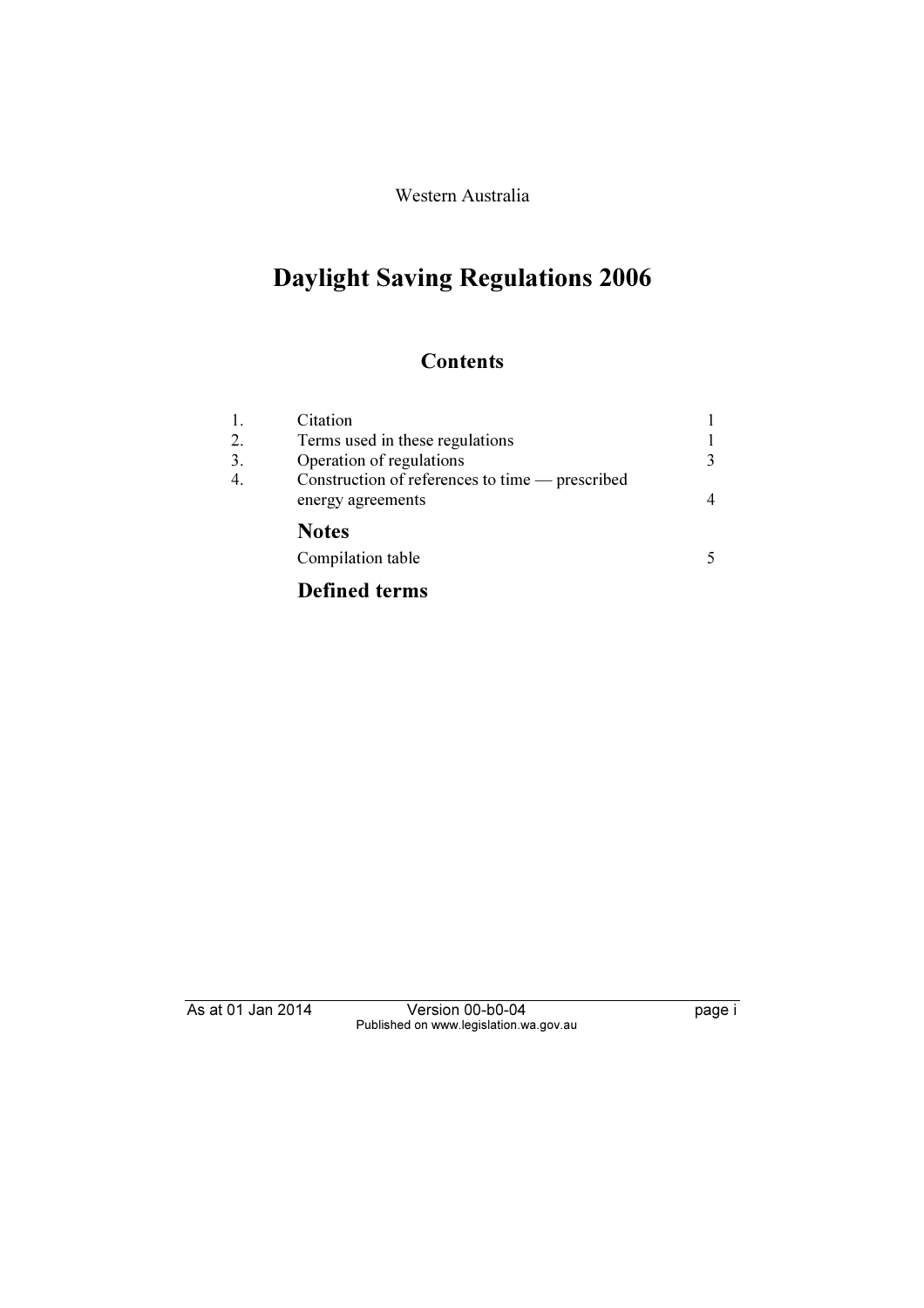Western Australia

# Daylight Saving Regulations 2006

## Contents

| | | |
|---|---|---|
| 1. | Citation | 1 |
| 2. | Terms used in these regulations | 1 |
| 3. | Operation of regulations | 3 |
| 4. | Construction of references to time — prescribed energy agreements | 4 |

### Notes

| | |
|---|---|
| Compilation table | 5 |

### Defined terms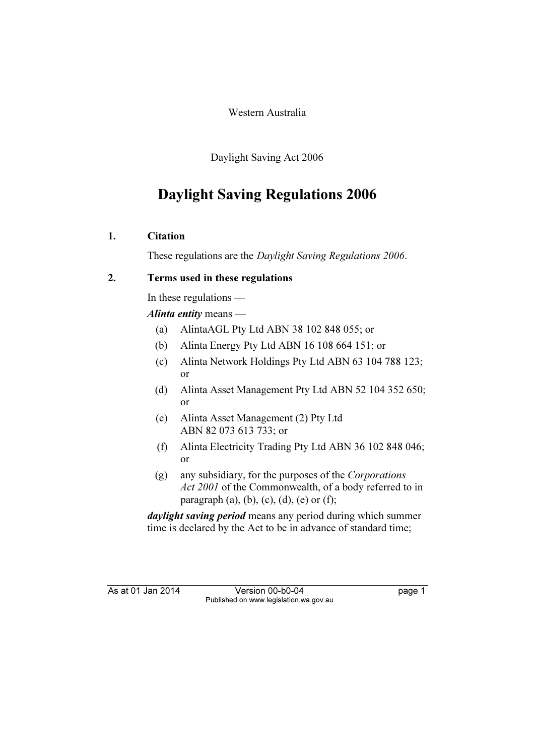Western Australia

Daylight Saving Act 2006

# Daylight Saving Regulations 2006

## 1. Citation

These regulations are the *Daylight Saving Regulations 2006*.

## 2. Terms used in these regulations

In these regulations —

***Alinta entity*** means —

- (a) AlintaAGL Pty Ltd ABN 38 102 848 055; or
- (b) Alinta Energy Pty Ltd ABN 16 108 664 151; or
- (c) Alinta Network Holdings Pty Ltd ABN 63 104 788 123; or
- (d) Alinta Asset Management Pty Ltd ABN 52 104 352 650; or
- (e) Alinta Asset Management (2) Pty Ltd ABN 82 073 613 733; or
- (f) Alinta Electricity Trading Pty Ltd ABN 36 102 848 046; or
- (g) any subsidiary, for the purposes of the *Corporations Act 2001* of the Commonwealth, of a body referred to in paragraph (a), (b), (c), (d), (e) or (f);

***daylight saving period*** means any period during which summer time is declared by the Act to be in advance of standard time;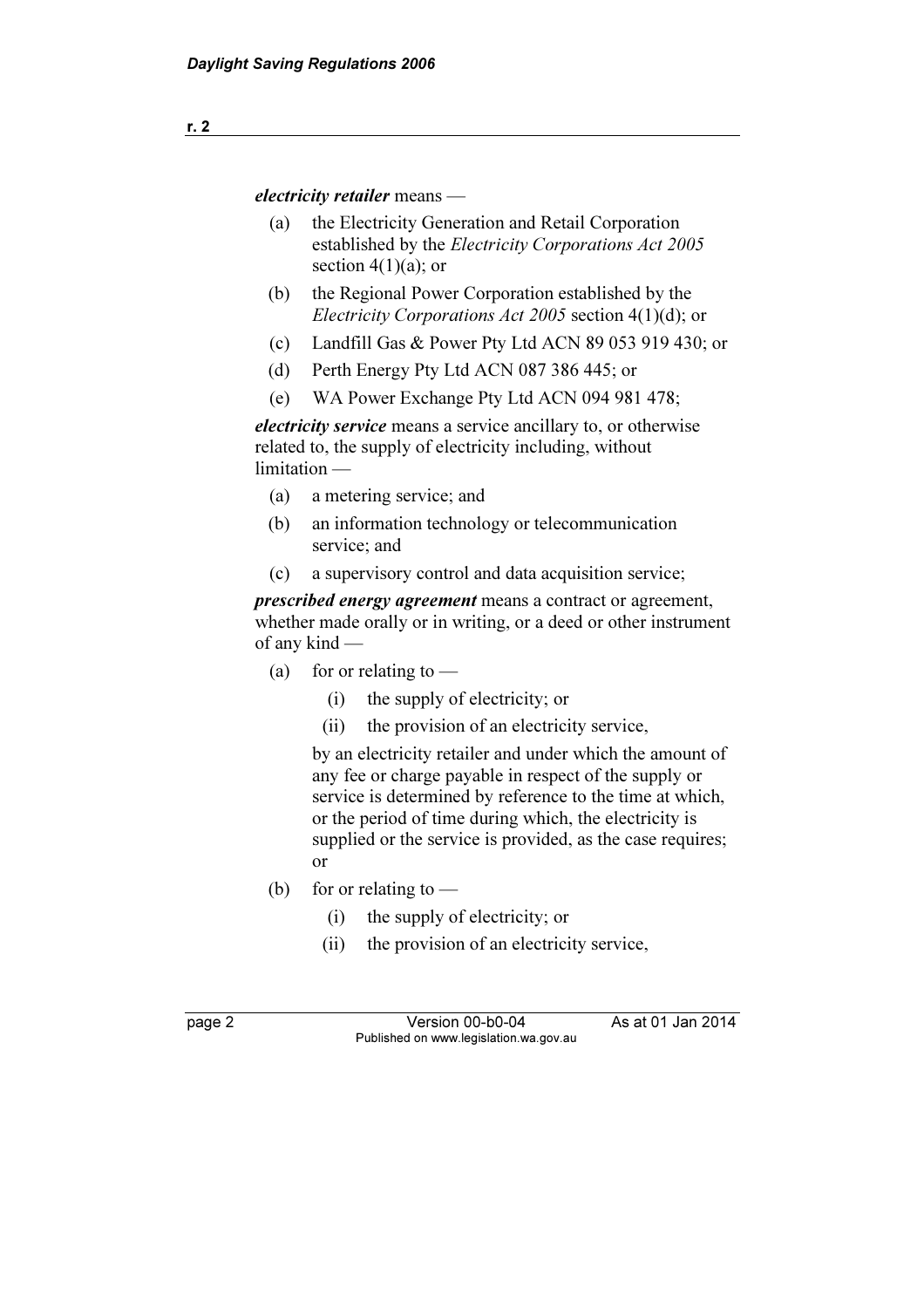***electricity retailer*** means —

(a) the Electricity Generation and Retail Corporation established by the *Electricity Corporations Act 2005* section 4(1)(a); or

(b) the Regional Power Corporation established by the *Electricity Corporations Act 2005* section 4(1)(d); or

(c) Landfill Gas & Power Pty Ltd ACN 89 053 919 430; or

(d) Perth Energy Pty Ltd ACN 087 386 445; or

(e) WA Power Exchange Pty Ltd ACN 094 981 478;

***electricity service*** means a service ancillary to, or otherwise related to, the supply of electricity including, without limitation —

(a) a metering service; and

(b) an information technology or telecommunication service; and

(c) a supervisory control and data acquisition service;

***prescribed energy agreement*** means a contract or agreement, whether made orally or in writing, or a deed or other instrument of any kind —

(a) for or relating to —

  (i) the supply of electricity; or

  (ii) the provision of an electricity service,

  by an electricity retailer and under which the amount of any fee or charge payable in respect of the supply or service is determined by reference to the time at which, or the period of time during which, the electricity is supplied or the service is provided, as the case requires; or

(b) for or relating to —

  (i) the supply of electricity; or

  (ii) the provision of an electricity service,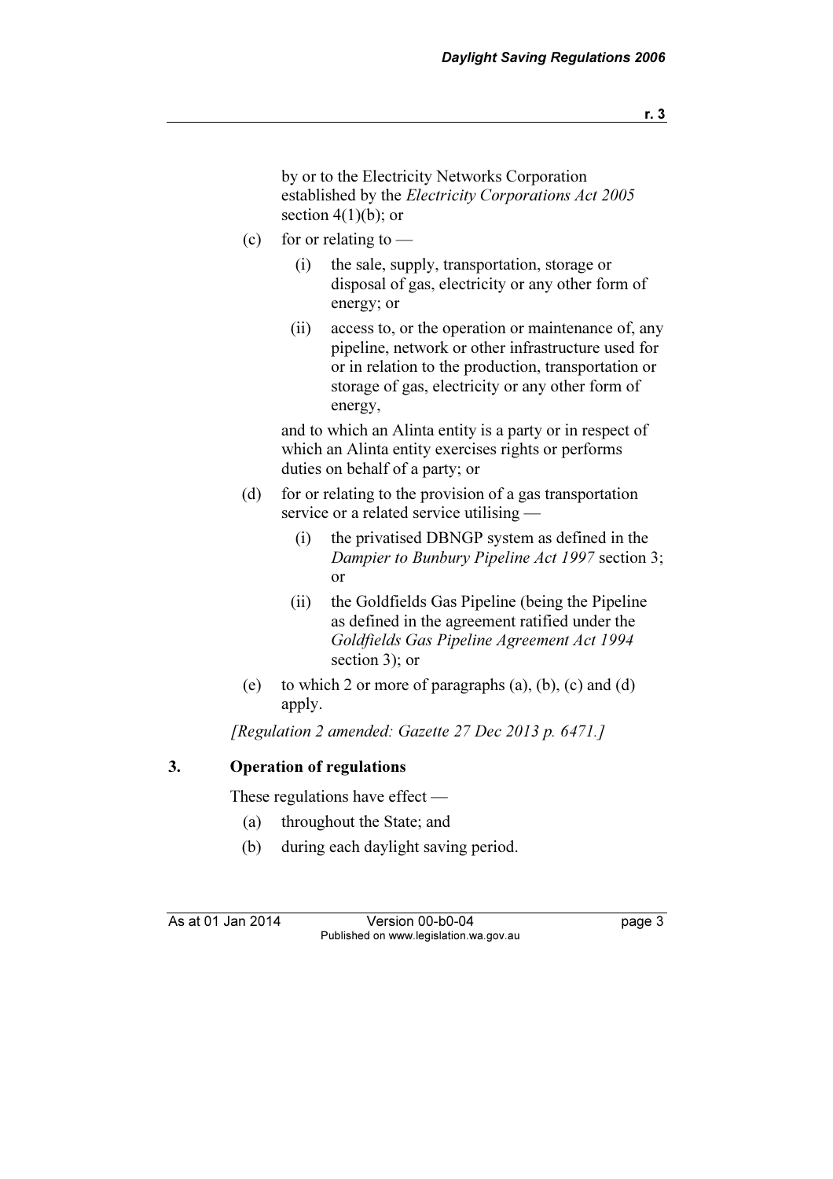by or to the Electricity Networks Corporation established by the *Electricity Corporations Act 2005* section 4(1)(b); or

(c) for or relating to —

   (i) the sale, supply, transportation, storage or disposal of gas, electricity or any other form of energy; or

   (ii) access to, or the operation or maintenance of, any pipeline, network or other infrastructure used for or in relation to the production, transportation or storage of gas, electricity or any other form of energy,

   and to which an Alinta entity is a party or in respect of which an Alinta entity exercises rights or performs duties on behalf of a party; or

(d) for or relating to the provision of a gas transportation service or a related service utilising —

   (i) the privatised DBNGP system as defined in the *Dampier to Bunbury Pipeline Act 1997* section 3; or

   (ii) the Goldfields Gas Pipeline (being the Pipeline as defined in the agreement ratified under the *Goldfields Gas Pipeline Agreement Act 1994* section 3); or

(e) to which 2 or more of paragraphs (a), (b), (c) and (d) apply.

*[Regulation 2 amended: Gazette 27 Dec 2013 p. 6471.]*

## 3. Operation of regulations

These regulations have effect —

(a) throughout the State; and

(b) during each daylight saving period.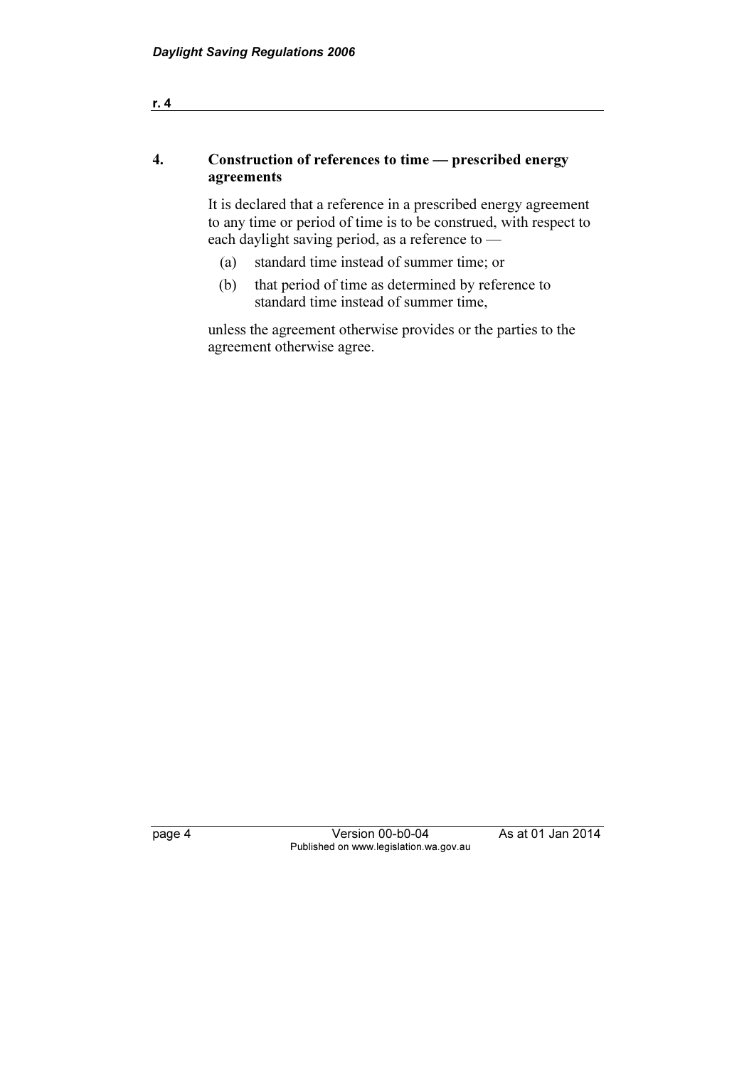## 4. Construction of references to time — prescribed energy agreements

It is declared that a reference in a prescribed energy agreement to any time or period of time is to be construed, with respect to each daylight saving period, as a reference to —

(a) standard time instead of summer time; or

(b) that period of time as determined by reference to standard time instead of summer time,

unless the agreement otherwise provides or the parties to the agreement otherwise agree.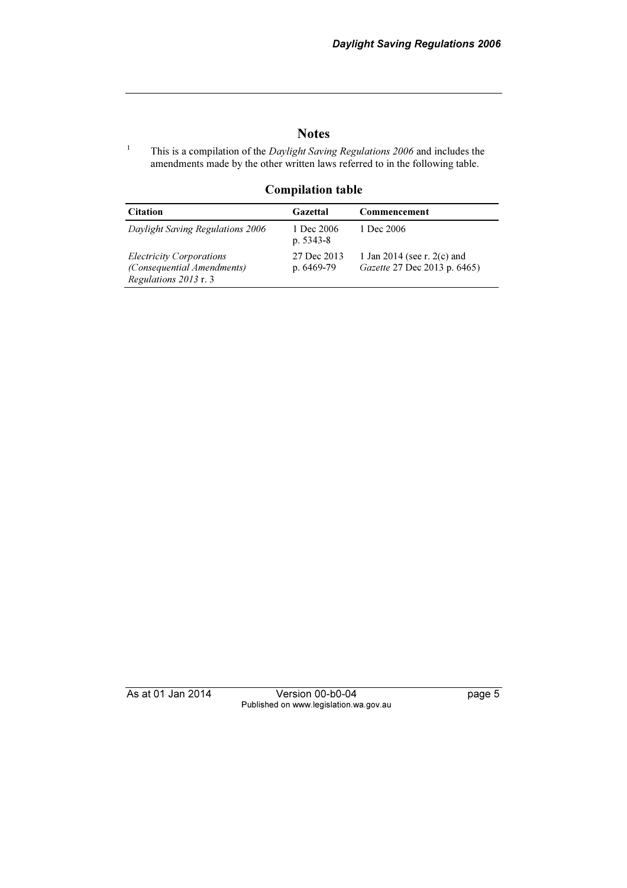## Notes

[1] This is a compilation of the *Daylight Saving Regulations 2006* and includes the amendments made by the other written laws referred to in the following table.

### Compilation table

| Citation | Gazettal | Commencement |
|---|---|---|
| *Daylight Saving Regulations 2006* | 1 Dec 2006 p. 5343-8 | 1 Dec 2006 |
| *Electricity Corporations (Consequential Amendments) Regulations 2013* r. 3 | 27 Dec 2013 p. 6469-79 | 1 Jan 2014 (see r. 2(c) and *Gazette* 27 Dec 2013 p. 6465) |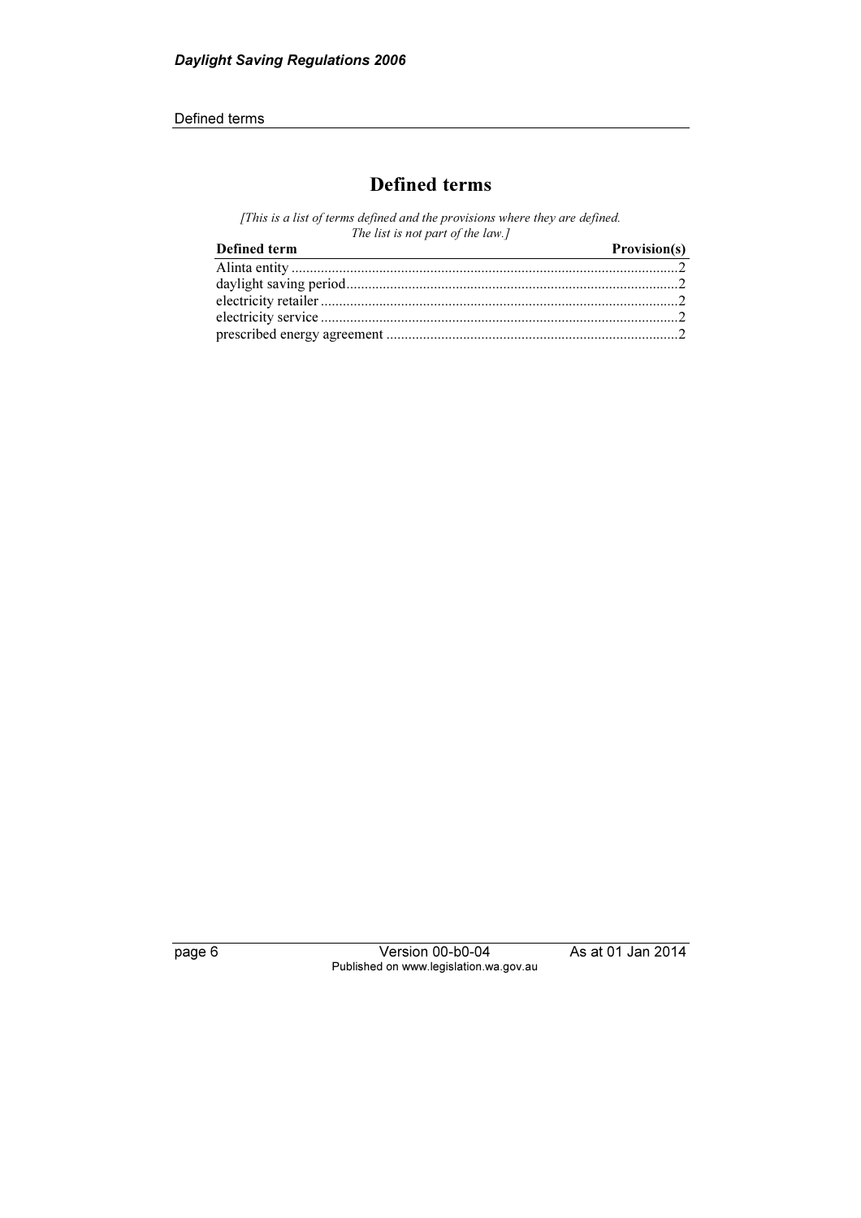# Defined terms

*[This is a list of terms defined and the provisions where they are defined. The list is not part of the law.]*

| Defined term | Provision(s) |
|---|---|
| Alinta entity | 2 |
| daylight saving period | 2 |
| electricity retailer | 2 |
| electricity service | 2 |
| prescribed energy agreement | 2 |